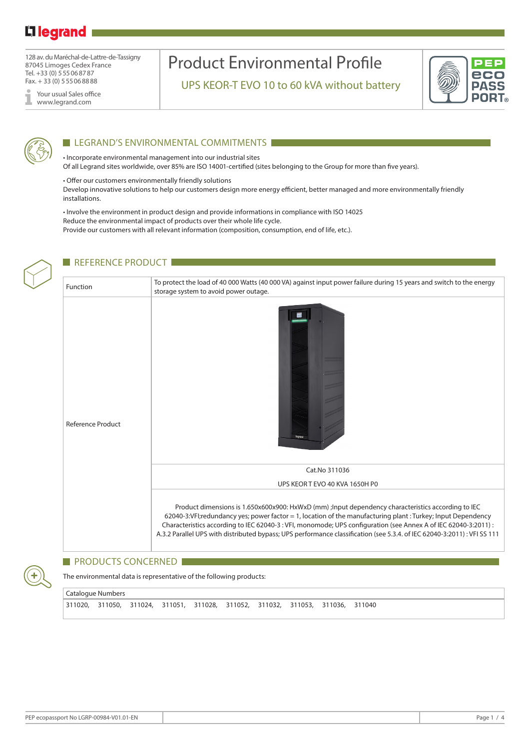128 av. du Maréchal-de-Lattre-de-Tassigny
87045 Limoges Cedex France
Tel. +33 (0) 5 55 06 87 87
Fax. + 33 (0) 5 55 06 88 88

Your usual Sales office
www.legrand.com

# Product Environmental Profile

## UPS KEOR-T EVO 10 to 60 kVA without battery

## LEGRAND'S ENVIRONMENTAL COMMITMENTS

• Incorporate environmental management into our industrial sites
Of all Legrand sites worldwide, over 85% are ISO 14001-certified (sites belonging to the Group for more than five years).

• Offer our customers environmentally friendly solutions
Develop innovative solutions to help our customers design more energy efficient, better managed and more environmentally friendly installations.

• Involve the environment in product design and provide informations in compliance with ISO 14025
Reduce the environmental impact of products over their whole life cycle.
Provide our customers with all relevant information (composition, consumption, end of life, etc.).

## REFERENCE PRODUCT

| Function | To protect the load of 40 000 Watts (40 000 VA) against input power failure during 15 years and switch to the energy storage system to avoid power outage. |
|---|---|
| Reference Product | Cat.No 311036<br>UPS KEOR T EVO 40 KVA 1650H P0<br><br>Product dimensions is 1.650x600x900: HxWxD (mm) ;Input dependency characteristics according to IEC 62040-3:VFI;redundancy yes; power factor = 1, location of the manufacturing plant : Turkey; Input Dependency Characteristics according to IEC 62040-3 : VFI, monomode; UPS configuration (see Annex A of IEC 62040-3:2011) : A.3.2 Parallel UPS with distributed bypass; UPS performance classification (see 5.3.4. of IEC 62040-3:2011) : VFI SS 111 |

## PRODUCTS CONCERNED

The environmental data is representative of the following products:

| Catalogue Numbers |
|---|
| 311020, 311050, 311024, 311051, 311028, 311052, 311032, 311053, 311036, 311040 |

PEP ecopassport No LGRP-00984-V01.01-EN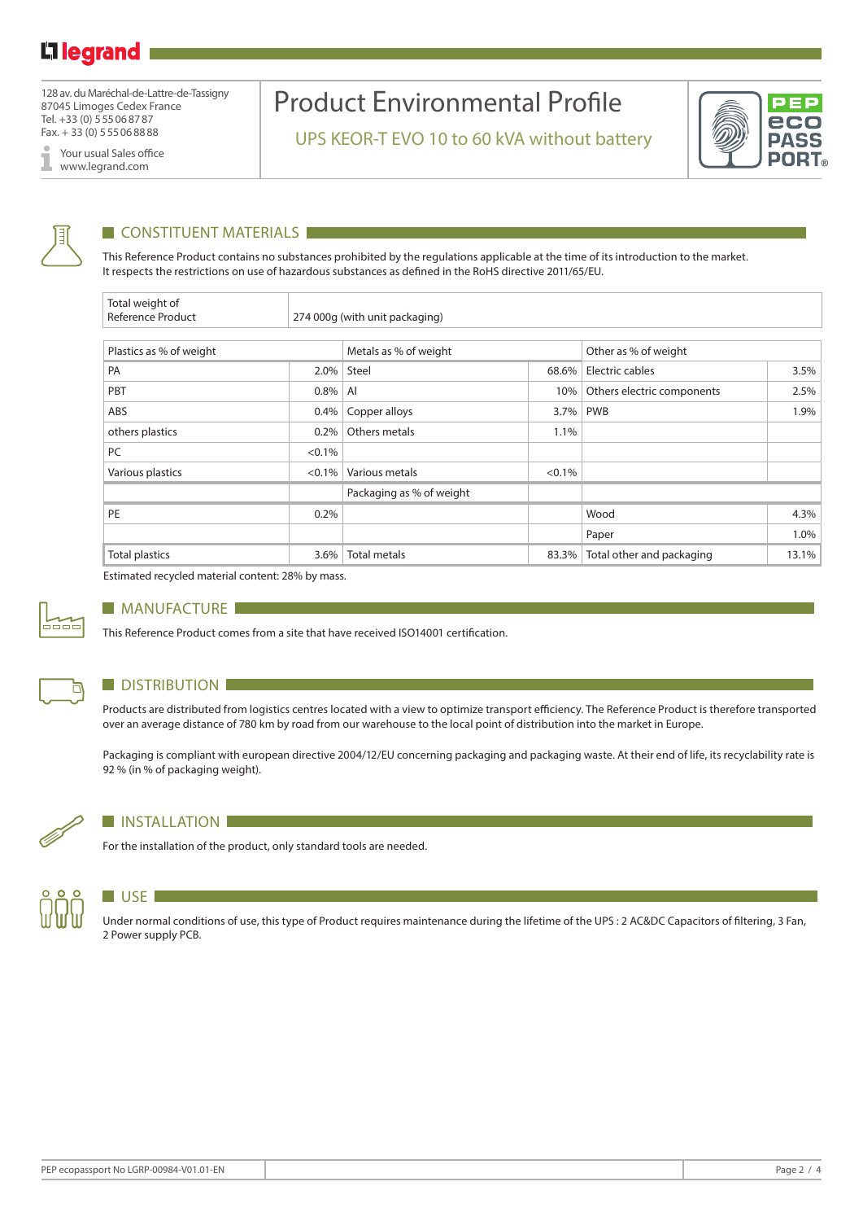# Product Environmental Profile

## UPS KEOR-T EVO 10 to 60 kVA without battery

128 av. du Maréchal-de-Lattre-de-Tassigny
87045 Limoges Cedex France
Tel. +33 (0) 5 55 06 87 87
Fax. + 33 (0) 5 55 06 88 88

Your usual Sales office
www.legrand.com

## CONSTITUENT MATERIALS

This Reference Product contains no substances prohibited by the regulations applicable at the time of its introduction to the market. It respects the restrictions on use of hazardous substances as defined in the RoHS directive 2011/65/EU.

| Total weight of Reference Product | 274 000g (with unit packaging) |
|---|---|

| Plastics as % of weight | | Metals as % of weight | | Other as % of weight | |
|---|---|---|---|---|---|
| PA | 2.0% | Steel | 68.6% | Electric cables | 3.5% |
| PBT | 0.8% | Al | 10% | Others electric components | 2.5% |
| ABS | 0.4% | Copper alloys | 3.7% | PWB | 1.9% |
| others plastics | 0.2% | Others metals | 1.1% | | |
| PC | <0.1% | | | | |
| Various plastics | <0.1% | Various metals | <0.1% | | |
| | | Packaging as % of weight | | | |
| PE | 0.2% | | | Wood | 4.3% |
| | | | | Paper | 1.0% |
| Total plastics | 3.6% | Total metals | 83.3% | Total other and packaging | 13.1% |

Estimated recycled material content: 28% by mass.

## MANUFACTURE

This Reference Product comes from a site that have received ISO14001 certification.

## DISTRIBUTION

Products are distributed from logistics centres located with a view to optimize transport efficiency. The Reference Product is therefore transported over an average distance of 780 km by road from our warehouse to the local point of distribution into the market in Europe.

Packaging is compliant with european directive 2004/12/EU concerning packaging and packaging waste. At their end of life, its recyclability rate is 92 % (in % of packaging weight).

## INSTALLATION

For the installation of the product, only standard tools are needed.

## USE

Under normal conditions of use, this type of Product requires maintenance during the lifetime of the UPS : 2 AC&DC Capacitors of filtering, 3 Fan, 2 Power supply PCB.

PEP ecopassport No LGRP-00984-V01.01-EN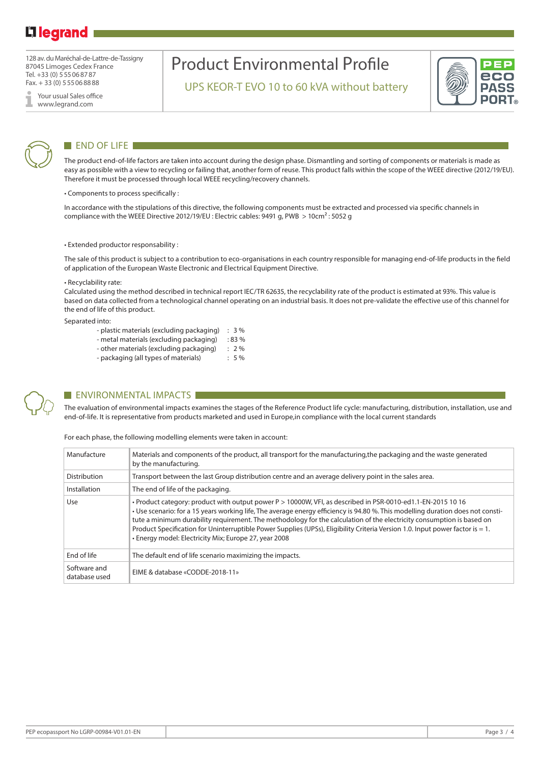## END OF LIFE

The product end-of-life factors are taken into account during the design phase. Dismantling and sorting of components or materials is made as easy as possible with a view to recycling or failing that, another form of reuse. This product falls within the scope of the WEEE directive (2012/19/EU). Therefore it must be processed through local WEEE recycling/recovery channels.

• Components to process specifically :

In accordance with the stipulations of this directive, the following components must be extracted and processed via specific channels in compliance with the WEEE Directive 2012/19/EU : Electric cables: 9491 g, PWB > 10cm$^2$ : 5052 g

• Extended productor responsability :

The sale of this product is subject to a contribution to eco-organisations in each country responsible for managing end-of-life products in the field of application of the European Waste Electronic and Electrical Equipment Directive.

• Recyclability rate:
Calculated using the method described in technical report IEC/TR 62635, the recyclability rate of the product is estimated at 93%. This value is based on data collected from a technological channel operating on an industrial basis. It does not pre-validate the effective use of this channel for the end of life of this product.

Separated into:

- plastic materials (excluding packaging) : 3 %
- metal materials (excluding packaging) : 83 %
- other materials (excluding packaging) : 2 %
- packaging (all types of materials) : 5 %

## ENVIRONMENTAL IMPACTS

The evaluation of environmental impacts examines the stages of the Reference Product life cycle: manufacturing, distribution, installation, use and end-of-life. It is representative from products marketed and used in Europe,in compliance with the local current standards

For each phase, the following modelling elements were taken in account:

| | |
|---|---|
| Manufacture | Materials and components of the product, all transport for the manufacturing,the packaging and the waste generated by the manufacturing. |
| Distribution | Transport between the last Group distribution centre and an average delivery point in the sales area. |
| Installation | The end of life of the packaging. |
| Use | • Product category: product with output power P > 10000W, VFI, as described in PSR-0010-ed1.1-EN-2015 10 16<br>• Use scenario: for a 15 years working life, The average energy efficiency is 94.80 %. This modelling duration does not constitute a minimum durability requirement. The methodology for the calculation of the electricity consumption is based on Product Specification for Uninterruptible Power Supplies (UPSs), Eligibility Criteria Version 1.0. Input power factor is = 1.<br>• Energy model: Electricity Mix; Europe 27, year 2008 |
| End of life | The default end of life scenario maximizing the impacts. |
| Software and database used | EIME & database «CODDE-2018-11» |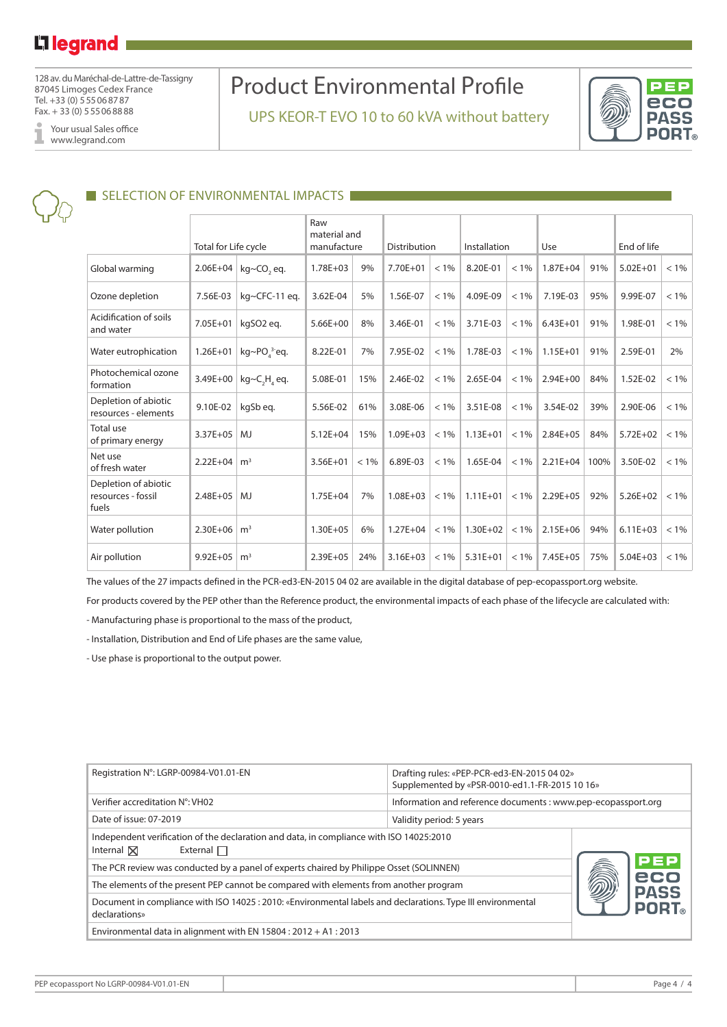Legrand

128 av. du Maréchal-de-Lattre-de-Tassigny
87045 Limoges Cedex France
Tel. +33 (0) 5 55 06 87 87
Fax. + 33 (0) 5 55 06 88 88

Your usual Sales office
www.legrand.com

# Product Environmental Profile

## UPS KEOR-T EVO 10 to 60 kVA without battery

## SELECTION OF ENVIRONMENTAL IMPACTS

| | Total for Life cycle | | Raw material and manufacture | | Distribution | | Installation | | Use | | End of life | |
|---|---|---|---|---|---|---|---|---|---|---|---|---|
| Global warming | 2.06E+04 | kg~$CO_2$ eq. | 1.78E+03 | 9% | 7.70E+01 | < 1% | 8.20E-01 | < 1% | 1.87E+04 | 91% | 5.02E+01 | < 1% |
| Ozone depletion | 7.56E-03 | kg~CFC-11 eq. | 3.62E-04 | 5% | 1.56E-07 | < 1% | 4.09E-09 | < 1% | 7.19E-03 | 95% | 9.99E-07 | < 1% |
| Acidification of soils and water | 7.05E+01 | kgSO2 eq. | 5.66E+00 | 8% | 3.46E-01 | < 1% | 3.71E-03 | < 1% | 6.43E+01 | 91% | 1.98E-01 | < 1% |
| Water eutrophication | 1.26E+01 | kg~$PO_4^{3-}$eq. | 8.22E-01 | 7% | 7.95E-02 | < 1% | 1.78E-03 | < 1% | 1.15E+01 | 91% | 2.59E-01 | 2% |
| Photochemical ozone formation | 3.49E+00 | kg~$C_2H_4$ eq. | 5.08E-01 | 15% | 2.46E-02 | < 1% | 2.65E-04 | < 1% | 2.94E+00 | 84% | 1.52E-02 | < 1% |
| Depletion of abiotic resources - elements | 9.10E-02 | kgSb eq. | 5.56E-02 | 61% | 3.08E-06 | < 1% | 3.51E-08 | < 1% | 3.54E-02 | 39% | 2.90E-06 | < 1% |
| Total use of primary energy | 3.37E+05 | MJ | 5.12E+04 | 15% | 1.09E+03 | < 1% | 1.13E+01 | < 1% | 2.84E+05 | 84% | 5.72E+02 | < 1% |
| Net use of fresh water | 2.22E+04 | m³ | 3.56E+01 | < 1% | 6.89E-03 | < 1% | 1.65E-04 | < 1% | 2.21E+04 | 100% | 3.50E-02 | < 1% |
| Depletion of abiotic resources - fossil fuels | 2.48E+05 | MJ | 1.75E+04 | 7% | 1.08E+03 | < 1% | 1.11E+01 | < 1% | 2.29E+05 | 92% | 5.26E+02 | < 1% |
| Water pollution | 2.30E+06 | m³ | 1.30E+05 | 6% | 1.27E+04 | < 1% | 1.30E+02 | < 1% | 2.15E+06 | 94% | 6.11E+03 | < 1% |
| Air pollution | 9.92E+05 | m³ | 2.39E+05 | 24% | 3.16E+03 | < 1% | 5.31E+01 | < 1% | 7.45E+05 | 75% | 5.04E+03 | < 1% |

The values of the 27 impacts defined in the PCR-ed3-EN-2015 04 02 are available in the digital database of pep-ecopassport.org website.

For products covered by the PEP other than the Reference product, the environmental impacts of each phase of the lifecycle are calculated with:

- Manufacturing phase is proportional to the mass of the product,
- Installation, Distribution and End of Life phases are the same value,
- Use phase is proportional to the output power.

| | |
|---|---|
| Registration N°: LGRP-00984-V01.01-EN | Drafting rules: «PEP-PCR-ed3-EN-2015 04 02» Supplemented by «PSR-0010-ed1.1-FR-2015 10 16» |
| Verifier accreditation N°: VH02 | Information and reference documents : www.pep-ecopassport.org |
| Date of issue: 07-2019 | Validity period: 5 years |
| Independent verification of the declaration and data, in compliance with ISO 14025:2010 Internal ☒ External ☐ | |
| The PCR review was conducted by a panel of experts chaired by Philippe Osset (SOLINNEN) | |
| The elements of the present PEP cannot be compared with elements from another program | |
| Document in compliance with ISO 14025 : 2010: «Environmental labels and declarations. Type III environmental declarations» | |
| Environmental data in alignment with EN 15804 : 2012 + A1 : 2013 | |

PEP ecopassport No LGRP-00984-V01.01-EN